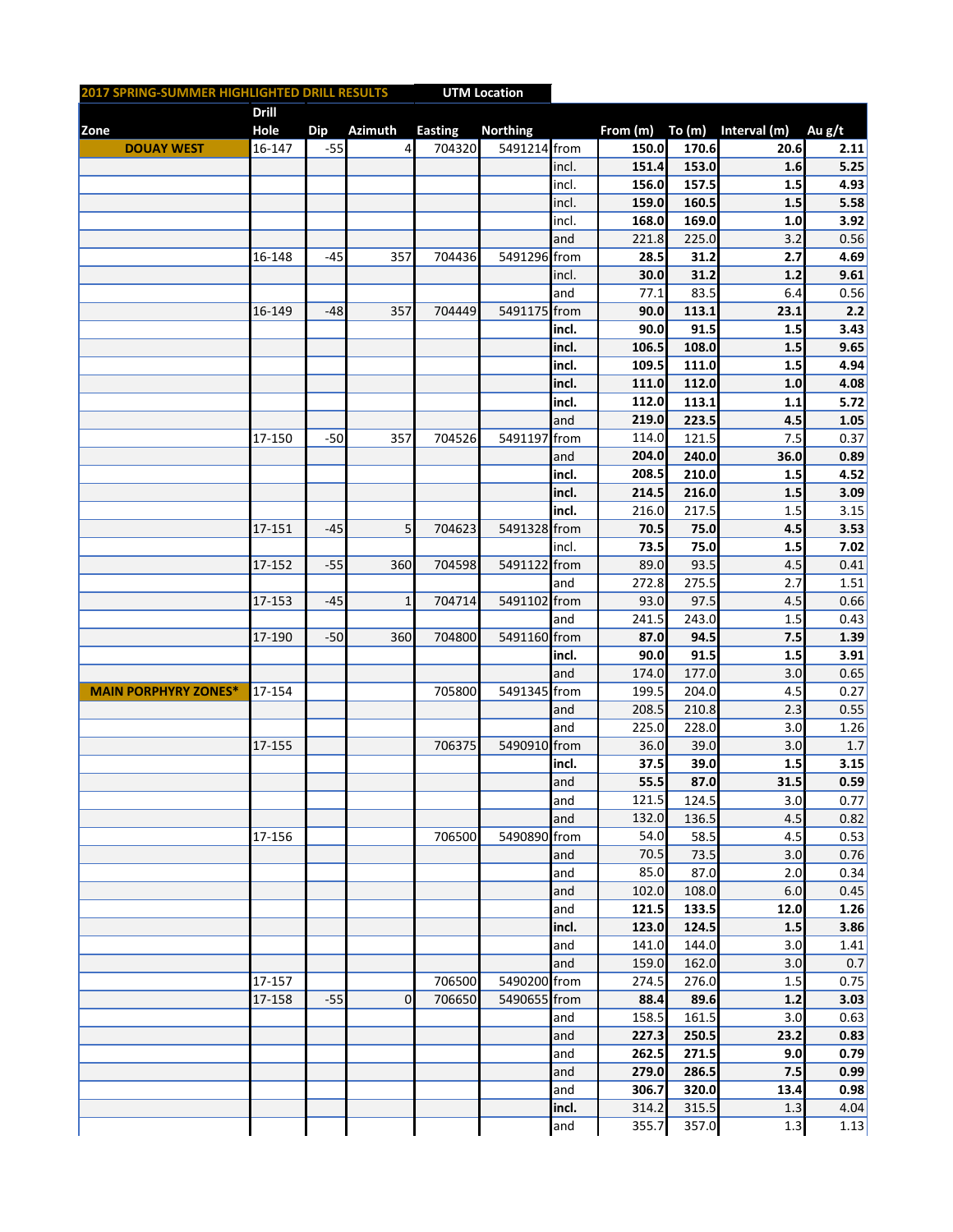| 2017 SPRING-SUMMER HIGHLIGHTED DRILL RESULTS | | | | UTM Location | | | | | | |
|---|---|---|---|---|---|---|---|---|---|---|
| Zone | Drill Hole | Dip | Azimuth | Easting | Northing | | From (m) | To (m) | Interval (m) | Au g/t |
| **DOUAY WEST** | 16-147 | -55 | 4 | 704320 | 5491214 | from | **150.0** | **170.6** | **20.6** | **2.11** |
| | | | | | | incl. | **151.4** | **153.0** | **1.6** | **5.25** |
| | | | | | | incl. | **156.0** | **157.5** | **1.5** | **4.93** |
| | | | | | | incl. | **159.0** | **160.5** | **1.5** | **5.58** |
| | | | | | | incl. | **168.0** | **169.0** | **1.0** | **3.92** |
| | | | | | | and | 221.8 | 225.0 | 3.2 | 0.56 |
| | 16-148 | -45 | 357 | 704436 | 5491296 | from | **28.5** | **31.2** | **2.7** | **4.69** |
| | | | | | | incl. | **30.0** | **31.2** | **1.2** | **9.61** |
| | | | | | | and | 77.1 | 83.5 | 6.4 | 0.56 |
| | 16-149 | -48 | 357 | 704449 | 5491175 | from | **90.0** | **113.1** | **23.1** | **2.2** |
| | | | | | | **incl.** | **90.0** | **91.5** | **1.5** | **3.43** |
| | | | | | | **incl.** | **106.5** | **108.0** | **1.5** | **9.65** |
| | | | | | | **incl.** | **109.5** | **111.0** | **1.5** | **4.94** |
| | | | | | | **incl.** | **111.0** | **112.0** | **1.0** | **4.08** |
| | | | | | | **incl.** | **112.0** | **113.1** | **1.1** | **5.72** |
| | | | | | | and | **219.0** | **223.5** | **4.5** | **1.05** |
| | 17-150 | -50 | 357 | 704526 | 5491197 | from | 114.0 | 121.5 | 7.5 | 0.37 |
| | | | | | | and | **204.0** | **240.0** | **36.0** | **0.89** |
| | | | | | | **incl.** | **208.5** | **210.0** | **1.5** | **4.52** |
| | | | | | | **incl.** | **214.5** | **216.0** | **1.5** | **3.09** |
| | | | | | | **incl.** | 216.0 | 217.5 | 1.5 | 3.15 |
| | 17-151 | -45 | 5 | 704623 | 5491328 | from | **70.5** | **75.0** | **4.5** | **3.53** |
| | | | | | | incl. | **73.5** | **75.0** | **1.5** | **7.02** |
| | 17-152 | -55 | 360 | 704598 | 5491122 | from | 89.0 | 93.5 | 4.5 | 0.41 |
| | | | | | | and | 272.8 | 275.5 | 2.7 | 1.51 |
| | 17-153 | -45 | 1 | 704714 | 5491102 | from | 93.0 | 97.5 | 4.5 | 0.66 |
| | | | | | | and | 241.5 | 243.0 | 1.5 | 0.43 |
| | 17-190 | -50 | 360 | 704800 | 5491160 | from | **87.0** | **94.5** | **7.5** | **1.39** |
| | | | | | | **incl.** | **90.0** | **91.5** | **1.5** | **3.91** |
| | | | | | | and | 174.0 | 177.0 | 3.0 | 0.65 |
| **MAIN PORPHYRY ZONES*** | 17-154 | | | 705800 | 5491345 | from | 199.5 | 204.0 | 4.5 | 0.27 |
| | | | | | | and | 208.5 | 210.8 | 2.3 | 0.55 |
| | | | | | | and | 225.0 | 228.0 | 3.0 | 1.26 |
| | 17-155 | | | 706375 | 5490910 | from | 36.0 | 39.0 | 3.0 | 1.7 |
| | | | | | | **incl.** | **37.5** | **39.0** | **1.5** | **3.15** |
| | | | | | | and | **55.5** | **87.0** | **31.5** | **0.59** |
| | | | | | | and | 121.5 | 124.5 | 3.0 | 0.77 |
| | | | | | | and | 132.0 | 136.5 | 4.5 | 0.82 |
| | 17-156 | | | 706500 | 5490890 | from | 54.0 | 58.5 | 4.5 | 0.53 |
| | | | | | | and | 70.5 | 73.5 | 3.0 | 0.76 |
| | | | | | | and | 85.0 | 87.0 | 2.0 | 0.34 |
| | | | | | | and | 102.0 | 108.0 | 6.0 | 0.45 |
| | | | | | | and | **121.5** | **133.5** | **12.0** | **1.26** |
| | | | | | | **incl.** | **123.0** | **124.5** | **1.5** | **3.86** |
| | | | | | | and | 141.0 | 144.0 | 3.0 | 1.41 |
| | | | | | | and | 159.0 | 162.0 | 3.0 | 0.7 |
| | 17-157 | | | 706500 | 5490200 | from | 274.5 | 276.0 | 1.5 | 0.75 |
| | 17-158 | -55 | 0 | 706650 | 5490655 | from | **88.4** | **89.6** | **1.2** | **3.03** |
| | | | | | | and | 158.5 | 161.5 | 3.0 | 0.63 |
| | | | | | | and | **227.3** | **250.5** | **23.2** | **0.83** |
| | | | | | | and | **262.5** | **271.5** | **9.0** | **0.79** |
| | | | | | | and | **279.0** | **286.5** | **7.5** | **0.99** |
| | | | | | | and | **306.7** | **320.0** | **13.4** | **0.98** |
| | | | | | | **incl.** | 314.2 | 315.5 | 1.3 | 4.04 |
| | | | | | | and | 355.7 | 357.0 | 1.3 | 1.13 |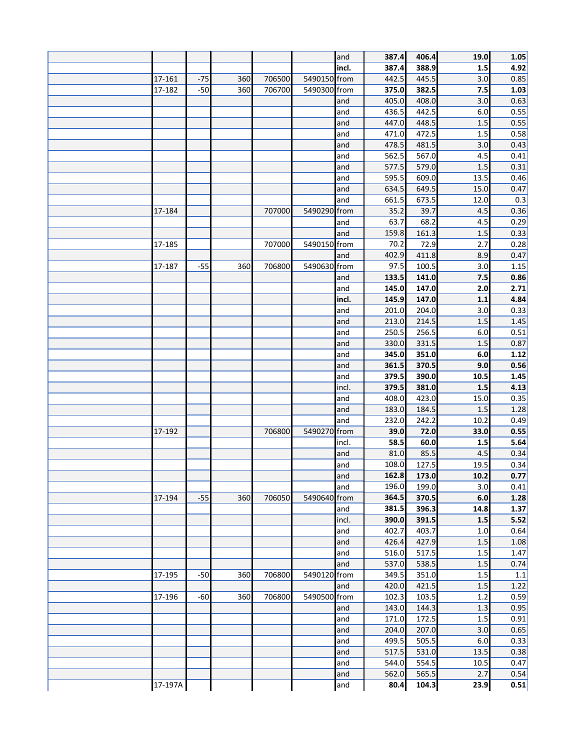| | | | | | | | | | | |
|---|---|---|---|---|---|---|---|---|---|---|
| | | | | | | **and** | **387.4** | **406.4** | **19.0** | **1.05** |
| | | | | | | **incl.** | **387.4** | **388.9** | **1.5** | **4.92** |
| | 17-161 | -75 | 360 | 706500 | 5490150 | from | 442.5 | 445.5 | 3.0 | 0.85 |
| | 17-182 | -50 | 360 | 706700 | 5490300 | from | **375.0** | **382.5** | **7.5** | **1.03** |
| | | | | | | and | 405.0 | 408.0 | 3.0 | 0.63 |
| | | | | | | and | 436.5 | 442.5 | 6.0 | 0.55 |
| | | | | | | and | 447.0 | 448.5 | 1.5 | 0.55 |
| | | | | | | and | 471.0 | 472.5 | 1.5 | 0.58 |
| | | | | | | and | 478.5 | 481.5 | 3.0 | 0.43 |
| | | | | | | and | 562.5 | 567.0 | 4.5 | 0.41 |
| | | | | | | and | 577.5 | 579.0 | 1.5 | 0.31 |
| | | | | | | and | 595.5 | 609.0 | 13.5 | 0.46 |
| | | | | | | and | 634.5 | 649.5 | 15.0 | 0.47 |
| | | | | | | and | 661.5 | 673.5 | 12.0 | 0.3 |
| | 17-184 | | | 707000 | 5490290 | from | 35.2 | 39.7 | 4.5 | 0.36 |
| | | | | | | and | 63.7 | 68.2 | 4.5 | 0.29 |
| | | | | | | and | 159.8 | 161.3 | 1.5 | 0.33 |
| | 17-185 | | | 707000 | 5490150 | from | 70.2 | 72.9 | 2.7 | 0.28 |
| | | | | | | and | 402.9 | 411.8 | 8.9 | 0.47 |
| | 17-187 | -55 | 360 | 706800 | 5490630 | from | 97.5 | 100.5 | 3.0 | 1.15 |
| | | | | | | and | **133.5** | **141.0** | **7.5** | **0.86** |
| | | | | | | and | **145.0** | **147.0** | **2.0** | **2.71** |
| | | | | | | **incl.** | **145.9** | **147.0** | **1.1** | **4.84** |
| | | | | | | and | 201.0 | 204.0 | 3.0 | 0.33 |
| | | | | | | and | 213.0 | 214.5 | 1.5 | 1.45 |
| | | | | | | and | 250.5 | 256.5 | 6.0 | 0.51 |
| | | | | | | and | 330.0 | 331.5 | 1.5 | 0.87 |
| | | | | | | and | **345.0** | **351.0** | **6.0** | **1.12** |
| | | | | | | and | **361.5** | **370.5** | **9.0** | **0.56** |
| | | | | | | and | **379.5** | **390.0** | **10.5** | **1.45** |
| | | | | | | incl. | **379.5** | **381.0** | **1.5** | **4.13** |
| | | | | | | and | 408.0 | 423.0 | 15.0 | 0.35 |
| | | | | | | and | 183.0 | 184.5 | 1.5 | 1.28 |
| | | | | | | and | 232.0 | 242.2 | 10.2 | 0.49 |
| | 17-192 | | | 706800 | 5490270 | from | **39.0** | **72.0** | **33.0** | **0.55** |
| | | | | | | incl. | **58.5** | **60.0** | **1.5** | **5.64** |
| | | | | | | and | 81.0 | 85.5 | 4.5 | 0.34 |
| | | | | | | and | 108.0 | 127.5 | 19.5 | 0.34 |
| | | | | | | and | **162.8** | **173.0** | **10.2** | **0.77** |
| | | | | | | and | 196.0 | 199.0 | 3.0 | 0.41 |
| | 17-194 | -55 | 360 | 706050 | 5490640 | from | **364.5** | **370.5** | **6.0** | **1.28** |
| | | | | | | and | **381.5** | **396.3** | **14.8** | **1.37** |
| | | | | | | incl. | **390.0** | **391.5** | **1.5** | **5.52** |
| | | | | | | and | 402.7 | 403.7 | 1.0 | 0.64 |
| | | | | | | and | 426.4 | 427.9 | 1.5 | 1.08 |
| | | | | | | and | 516.0 | 517.5 | 1.5 | 1.47 |
| | | | | | | and | 537.0 | 538.5 | 1.5 | 0.74 |
| | 17-195 | -50 | 360 | 706800 | 5490120 | from | 349.5 | 351.0 | 1.5 | 1.1 |
| | | | | | | and | 420.0 | 421.5 | 1.5 | 1.22 |
| | 17-196 | -60 | 360 | 706800 | 5490500 | from | 102.3 | 103.5 | 1.2 | 0.59 |
| | | | | | | and | 143.0 | 144.3 | 1.3 | 0.95 |
| | | | | | | and | 171.0 | 172.5 | 1.5 | 0.91 |
| | | | | | | and | 204.0 | 207.0 | 3.0 | 0.65 |
| | | | | | | and | 499.5 | 505.5 | 6.0 | 0.33 |
| | | | | | | and | 517.5 | 531.0 | 13.5 | 0.38 |
| | | | | | | and | 544.0 | 554.5 | 10.5 | 0.47 |
| | | | | | | and | 562.0 | 565.5 | 2.7 | 0.54 |
| | 17-197A | | | | | and | **80.4** | **104.3** | **23.9** | **0.51** |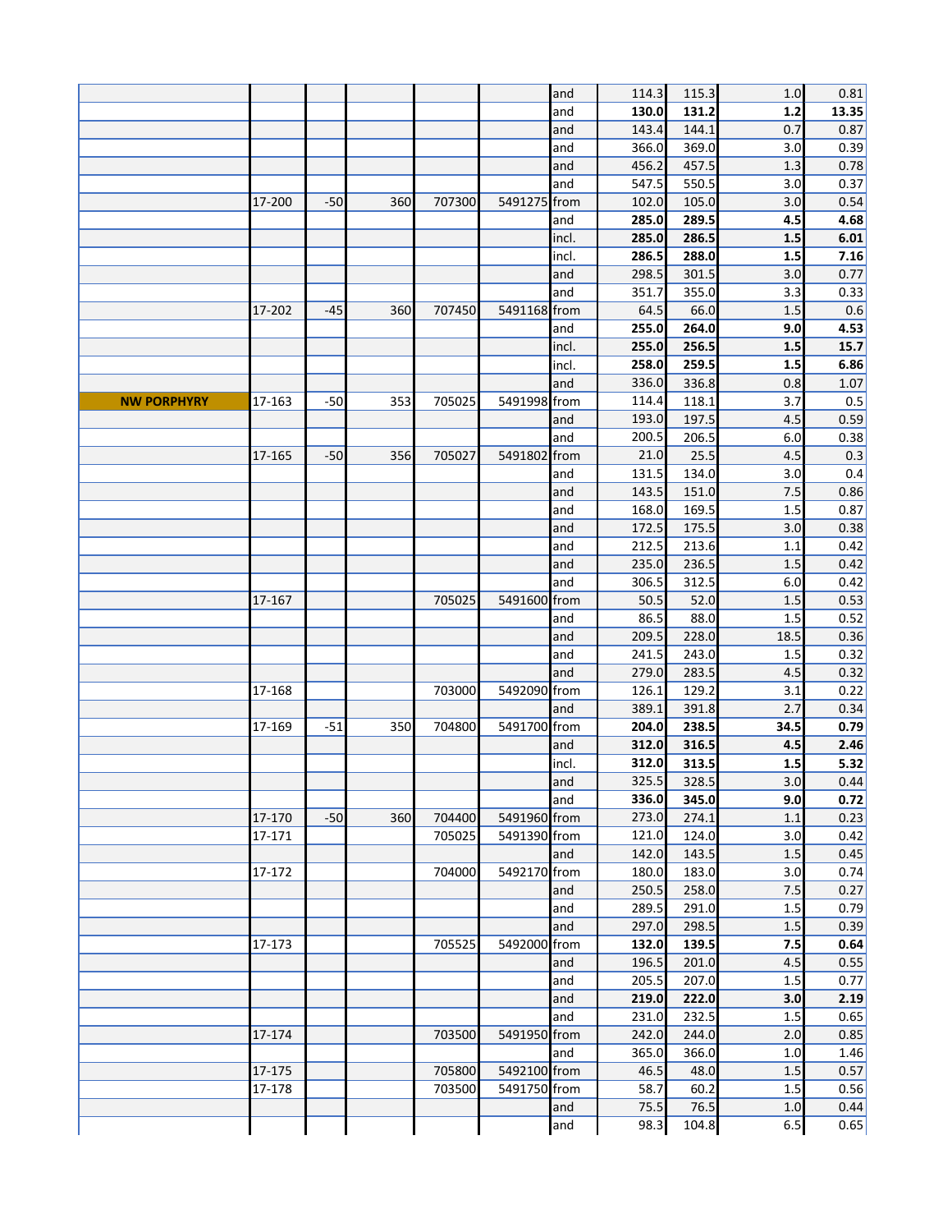| | | | | | | | | | | |
|---|---|---|---|---|---|---|---|---|---|---|
| | | | | | | and | 114.3 | 115.3 | 1.0 | 0.81 |
| | | | | | | and | **130.0** | **131.2** | **1.2** | **13.35** |
| | | | | | | and | 143.4 | 144.1 | 0.7 | 0.87 |
| | | | | | | and | 366.0 | 369.0 | 3.0 | 0.39 |
| | | | | | | and | 456.2 | 457.5 | 1.3 | 0.78 |
| | | | | | | and | 547.5 | 550.5 | 3.0 | 0.37 |
| | 17-200 | -50 | 360 | 707300 | 5491275 | from | 102.0 | 105.0 | 3.0 | 0.54 |
| | | | | | | and | **285.0** | **289.5** | **4.5** | **4.68** |
| | | | | | | incl. | **285.0** | **286.5** | **1.5** | **6.01** |
| | | | | | | incl. | **286.5** | **288.0** | **1.5** | **7.16** |
| | | | | | | and | 298.5 | 301.5 | 3.0 | 0.77 |
| | | | | | | and | 351.7 | 355.0 | 3.3 | 0.33 |
| | 17-202 | -45 | 360 | 707450 | 5491168 | from | 64.5 | 66.0 | 1.5 | 0.6 |
| | | | | | | and | **255.0** | **264.0** | **9.0** | **4.53** |
| | | | | | | incl. | **255.0** | **256.5** | **1.5** | **15.7** |
| | | | | | | incl. | **258.0** | **259.5** | **1.5** | **6.86** |
| | | | | | | and | 336.0 | 336.8 | 0.8 | 1.07 |
| **NW PORPHYRY** | 17-163 | -50 | 353 | 705025 | 5491998 | from | 114.4 | 118.1 | 3.7 | 0.5 |
| | | | | | | and | 193.0 | 197.5 | 4.5 | 0.59 |
| | | | | | | and | 200.5 | 206.5 | 6.0 | 0.38 |
| | 17-165 | -50 | 356 | 705027 | 5491802 | from | 21.0 | 25.5 | 4.5 | 0.3 |
| | | | | | | and | 131.5 | 134.0 | 3.0 | 0.4 |
| | | | | | | and | 143.5 | 151.0 | 7.5 | 0.86 |
| | | | | | | and | 168.0 | 169.5 | 1.5 | 0.87 |
| | | | | | | and | 172.5 | 175.5 | 3.0 | 0.38 |
| | | | | | | and | 212.5 | 213.6 | 1.1 | 0.42 |
| | | | | | | and | 235.0 | 236.5 | 1.5 | 0.42 |
| | | | | | | and | 306.5 | 312.5 | 6.0 | 0.42 |
| | 17-167 | | | 705025 | 5491600 | from | 50.5 | 52.0 | 1.5 | 0.53 |
| | | | | | | and | 86.5 | 88.0 | 1.5 | 0.52 |
| | | | | | | and | 209.5 | 228.0 | 18.5 | 0.36 |
| | | | | | | and | 241.5 | 243.0 | 1.5 | 0.32 |
| | | | | | | and | 279.0 | 283.5 | 4.5 | 0.32 |
| | 17-168 | | | 703000 | 5492090 | from | 126.1 | 129.2 | 3.1 | 0.22 |
| | | | | | | and | 389.1 | 391.8 | 2.7 | 0.34 |
| | 17-169 | -51 | 350 | 704800 | 5491700 | from | **204.0** | **238.5** | **34.5** | **0.79** |
| | | | | | | and | **312.0** | **316.5** | **4.5** | **2.46** |
| | | | | | | incl. | **312.0** | **313.5** | **1.5** | **5.32** |
| | | | | | | and | 325.5 | 328.5 | 3.0 | 0.44 |
| | | | | | | and | **336.0** | **345.0** | **9.0** | **0.72** |
| | 17-170 | -50 | 360 | 704400 | 5491960 | from | 273.0 | 274.1 | 1.1 | 0.23 |
| | 17-171 | | | 705025 | 5491390 | from | 121.0 | 124.0 | 3.0 | 0.42 |
| | | | | | | and | 142.0 | 143.5 | 1.5 | 0.45 |
| | 17-172 | | | 704000 | 5492170 | from | 180.0 | 183.0 | 3.0 | 0.74 |
| | | | | | | and | 250.5 | 258.0 | 7.5 | 0.27 |
| | | | | | | and | 289.5 | 291.0 | 1.5 | 0.79 |
| | | | | | | and | 297.0 | 298.5 | 1.5 | 0.39 |
| | 17-173 | | | 705525 | 5492000 | from | **132.0** | **139.5** | **7.5** | **0.64** |
| | | | | | | and | 196.5 | 201.0 | 4.5 | 0.55 |
| | | | | | | and | 205.5 | 207.0 | 1.5 | 0.77 |
| | | | | | | and | **219.0** | **222.0** | **3.0** | **2.19** |
| | | | | | | and | 231.0 | 232.5 | 1.5 | 0.65 |
| | 17-174 | | | 703500 | 5491950 | from | 242.0 | 244.0 | 2.0 | 0.85 |
| | | | | | | and | 365.0 | 366.0 | 1.0 | 1.46 |
| | 17-175 | | | 705800 | 5492100 | from | 46.5 | 48.0 | 1.5 | 0.57 |
| | 17-178 | | | 703500 | 5491750 | from | 58.7 | 60.2 | 1.5 | 0.56 |
| | | | | | | and | 75.5 | 76.5 | 1.0 | 0.44 |
| | | | | | | and | 98.3 | 104.8 | 6.5 | 0.65 |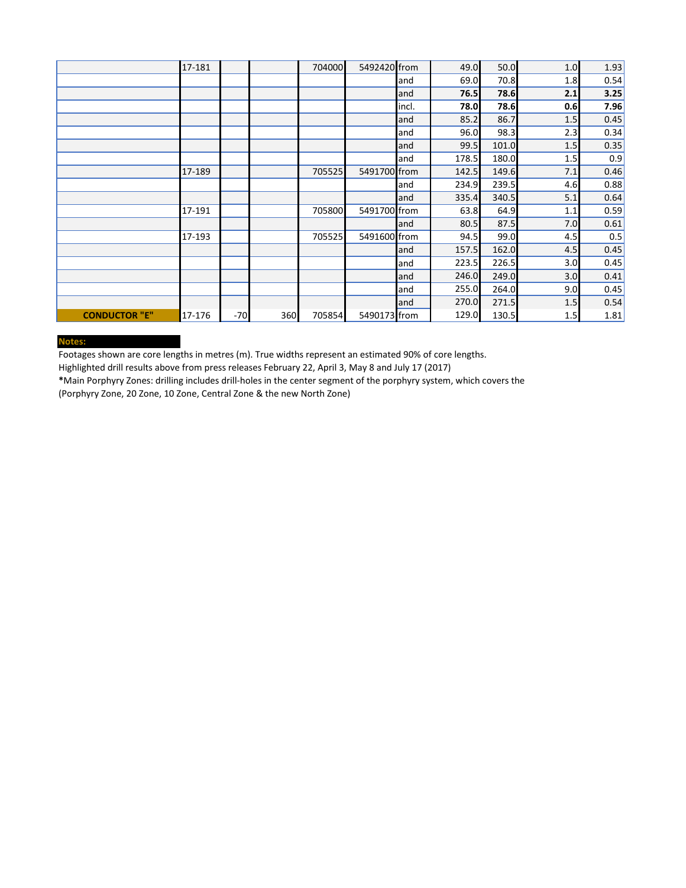| | | | | | | | | | | |
|---|---|---|---|---|---|---|---|---|---|---|
| | 17-181 | | | 704000 | 5492420 | from | 49.0 | 50.0 | 1.0 | 1.93 |
| | | | | | | and | 69.0 | 70.8 | 1.8 | 0.54 |
| | | | | | | and | **76.5** | **78.6** | **2.1** | **3.25** |
| | | | | | | incl. | **78.0** | **78.6** | **0.6** | **7.96** |
| | | | | | | and | 85.2 | 86.7 | 1.5 | 0.45 |
| | | | | | | and | 96.0 | 98.3 | 2.3 | 0.34 |
| | | | | | | and | 99.5 | 101.0 | 1.5 | 0.35 |
| | | | | | | and | 178.5 | 180.0 | 1.5 | 0.9 |
| | 17-189 | | | 705525 | 5491700 | from | 142.5 | 149.6 | 7.1 | 0.46 |
| | | | | | | and | 234.9 | 239.5 | 4.6 | 0.88 |
| | | | | | | and | 335.4 | 340.5 | 5.1 | 0.64 |
| | 17-191 | | | 705800 | 5491700 | from | 63.8 | 64.9 | 1.1 | 0.59 |
| | | | | | | and | 80.5 | 87.5 | 7.0 | 0.61 |
| | 17-193 | | | 705525 | 5491600 | from | 94.5 | 99.0 | 4.5 | 0.5 |
| | | | | | | and | 157.5 | 162.0 | 4.5 | 0.45 |
| | | | | | | and | 223.5 | 226.5 | 3.0 | 0.45 |
| | | | | | | and | 246.0 | 249.0 | 3.0 | 0.41 |
| | | | | | | and | 255.0 | 264.0 | 9.0 | 0.45 |
| | | | | | | and | 270.0 | 271.5 | 1.5 | 0.54 |
| **CONDUCTOR "E"** | 17-176 | -70 | 360 | 705854 | 5490173 | from | 129.0 | 130.5 | 1.5 | 1.81 |

**Notes:**

Footages shown are core lengths in metres (m). True widths represent an estimated 90% of core lengths.

Highlighted drill results above from press releases February 22, April 3, May 8 and July 17 (2017)

**\***Main Porphyry Zones: drilling includes drill-holes in the center segment of the porphyry system, which covers the (Porphyry Zone, 20 Zone, 10 Zone, Central Zone & the new North Zone)